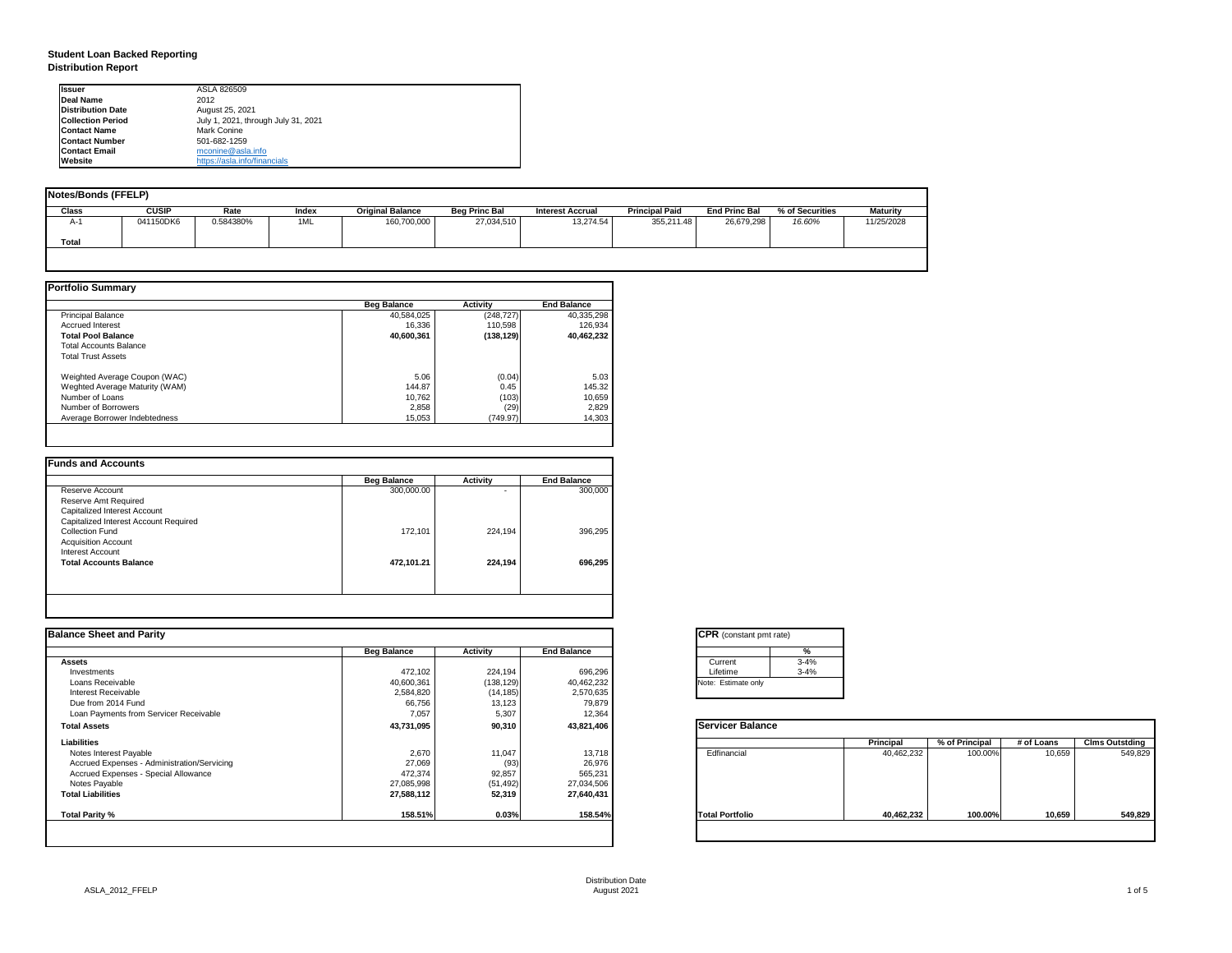**Student Loan Backed Reporting**
**Distribution Report**

| | |
|---|---|
| **Issuer** | ASLA 826509 |
| **Deal Name** | 2012 |
| **Distribution Date** | August 25, 2021 |
| **Collection Period** | July 1, 2021, through July 31, 2021 |
| **Contact Name** | Mark Conine |
| **Contact Number** | 501-682-1259 |
| **Contact Email** | mconine@asla.info |
| **Website** | https://asla.info/financials |

**Notes/Bonds (FFELP)**

| Class | CUSIP | Rate | Index | Original Balance | Beg Princ Bal | Interest Accrual | Principal Paid | End Princ Bal | % of Securities | Maturity |
|---|---|---|---|---|---|---|---|---|---|---|
| A-1 | 041150DK6 | 0.584380% | 1ML | 160,700,000 | 27,034,510 | 13,274.54 | 355,211.48 | 26,679,298 | *16.60%* | 11/25/2028 |
| **Total** | | | | | | | | | | |

**Portfolio Summary**

| | Beg Balance | Activity | End Balance |
|---|---|---|---|
| Principal Balance | 40,584,025 | (248,727) | 40,335,298 |
| Accrued Interest | 16,336 | 110,598 | 126,934 |
| **Total Pool Balance** | **40,600,361** | **(138,129)** | **40,462,232** |
| Total Accounts Balance | | | |
| Total Trust Assets | | | |
| Weighted Average Coupon (WAC) | 5.06 | (0.04) | 5.03 |
| Weghted Average Maturity (WAM) | 144.87 | 0.45 | 145.32 |
| Number of Loans | 10,762 | (103) | 10,659 |
| Number of Borrowers | 2,858 | (29) | 2,829 |
| Average Borrower Indebtedness | 15,053 | (749.97) | 14,303 |

**Funds and Accounts**

| | Beg Balance | Activity | End Balance |
|---|---|---|---|
| Reserve Account | 300,000.00 | - | 300,000 |
| Reserve Amt Required | | | |
| Capitalized Interest Account | | | |
| Capitalized Interest Account Required | | | |
| Collection Fund | 172,101 | 224,194 | 396,295 |
| Acquisition Account | | | |
| Interest Account | | | |
| **Total Accounts Balance** | **472,101.21** | **224,194** | **696,295** |

**Balance Sheet and Parity**

| | Beg Balance | Activity | End Balance |
|---|---|---|---|
| **Assets** | | | |
| Investments | 472,102 | 224,194 | 696,296 |
| Loans Receivable | 40,600,361 | (138,129) | 40,462,232 |
| Interest Receivable | 2,584,820 | (14,185) | 2,570,635 |
| Due from 2014 Fund | 66,756 | 13,123 | 79,879 |
| Loan Payments from Servicer Receivable | 7,057 | 5,307 | 12,364 |
| **Total Assets** | **43,731,095** | **90,310** | **43,821,406** |
| **Liabilities** | | | |
| Notes Interest Payable | 2,670 | 11,047 | 13,718 |
| Accrued Expenses - Administration/Servicing | 27,069 | (93) | 26,976 |
| Accrued Expenses - Special Allowance | 472,374 | 92,857 | 565,231 |
| Notes Payable | 27,085,998 | (51,492) | 27,034,506 |
| **Total Liabilities** | **27,588,112** | **52,319** | **27,640,431** |
| **Total Parity %** | **158.51%** | **0.03%** | **158.54%** |

**CPR** (constant pmt rate)

| | % |
|---|---|
| Current | 3-4% |
| Lifetime | 3-4% |

Note: Estimate only

**Servicer Balance**

| | Principal | % of Principal | # of Loans | Clms Outstding |
|---|---|---|---|---|
| Edfinancial | 40,462,232 | 100.00% | 10,659 | 549,829 |
| **Total Portfolio** | **40,462,232** | **100.00%** | **10,659** | **549,829** |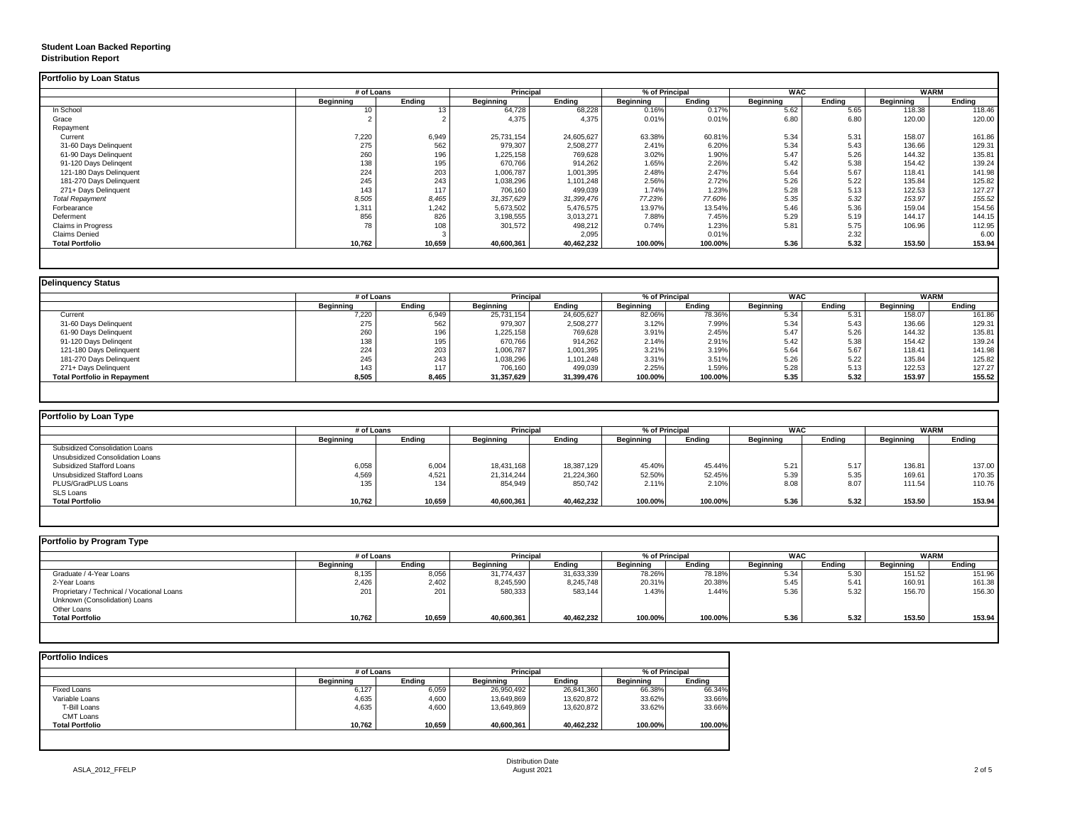**Student Loan Backed Reporting**
**Distribution Report**

## Portfolio by Loan Status

| | # of Loans | | Principal | | % of Principal | | WAC | | WARM | |
|---|---|---|---|---|---|---|---|---|---|---|
| | Beginning | Ending | Beginning | Ending | Beginning | Ending | Beginning | Ending | Beginning | Ending |
| In School | 10 | 13 | 64,728 | 68,228 | 0.16% | 0.17% | 5.62 | 5.65 | 118.38 | 118.46 |
| Grace | 2 | 2 | 4,375 | 4,375 | 0.01% | 0.01% | 6.80 | 6.80 | 120.00 | 120.00 |
| Repayment | | | | | | | | | | |
| Current | 7,220 | 6,949 | 25,731,154 | 24,605,627 | 63.38% | 60.81% | 5.34 | 5.31 | 158.07 | 161.86 |
| 31-60 Days Delinquent | 275 | 562 | 979,307 | 2,508,277 | 2.41% | 6.20% | 5.34 | 5.43 | 136.66 | 129.31 |
| 61-90 Days Delinquent | 260 | 196 | 1,225,158 | 769,628 | 3.02% | 1.90% | 5.47 | 5.26 | 144.32 | 135.81 |
| 91-120 Days Delingent | 138 | 195 | 670,766 | 914,262 | 1.65% | 2.26% | 5.42 | 5.38 | 154.42 | 139.24 |
| 121-180 Days Delinquent | 224 | 203 | 1,006,787 | 1,001,395 | 2.48% | 2.47% | 5.64 | 5.67 | 118.41 | 141.98 |
| 181-270 Days Delinquent | 245 | 243 | 1,038,296 | 1,101,248 | 2.56% | 2.72% | 5.26 | 5.22 | 135.84 | 125.82 |
| 271+ Days Delinquent | 143 | 117 | 706,160 | 499,039 | 1.74% | 1.23% | 5.28 | 5.13 | 122.53 | 127.27 |
| *Total Repayment* | *8,505* | *8,465* | *31,357,629* | *31,399,476* | *77.23%* | *77.60%* | *5.35* | *5.32* | *153.97* | *155.52* |
| Forbearance | 1,311 | 1,242 | 5,673,502 | 5,476,575 | 13.97% | 13.54% | 5.46 | 5.36 | 159.04 | 154.56 |
| Deferment | 856 | 826 | 3,198,555 | 3,013,271 | 7.88% | 7.45% | 5.29 | 5.19 | 144.17 | 144.15 |
| Claims in Progress | 78 | 108 | 301,572 | 498,212 | 0.74% | 1.23% | 5.81 | 5.75 | 106.96 | 112.95 |
| Claims Denied | | 3 | | 2,095 | | 0.01% | | 2.32 | | 6.00 |
| **Total Portfolio** | **10,762** | **10,659** | **40,600,361** | **40,462,232** | **100.00%** | **100.00%** | **5.36** | **5.32** | **153.50** | **153.94** |

## Delinquency Status

| | # of Loans | | Principal | | % of Principal | | WAC | | WARM | |
|---|---|---|---|---|---|---|---|---|---|---|
| | Beginning | Ending | Beginning | Ending | Beginning | Ending | Beginning | Ending | Beginning | Ending |
| Current | 7,220 | 6,949 | 25,731,154 | 24,605,627 | 82.06% | 78.36% | 5.34 | 5.31 | 158.07 | 161.86 |
| 31-60 Days Delinquent | 275 | 562 | 979,307 | 2,508,277 | 3.12% | 7.99% | 5.34 | 5.43 | 136.66 | 129.31 |
| 61-90 Days Delinquent | 260 | 196 | 1,225,158 | 769,628 | 3.91% | 2.45% | 5.47 | 5.26 | 144.32 | 135.81 |
| 91-120 Days Delingent | 138 | 195 | 670,766 | 914,262 | 2.14% | 2.91% | 5.42 | 5.38 | 154.42 | 139.24 |
| 121-180 Days Delinquent | 224 | 203 | 1,006,787 | 1,001,395 | 3.21% | 3.19% | 5.64 | 5.67 | 118.41 | 141.98 |
| 181-270 Days Delinquent | 245 | 243 | 1,038,296 | 1,101,248 | 3.31% | 3.51% | 5.26 | 5.22 | 135.84 | 125.82 |
| 271+ Days Delinquent | 143 | 117 | 706,160 | 499,039 | 2.25% | 1.59% | 5.28 | 5.13 | 122.53 | 127.27 |
| **Total Portfolio in Repayment** | **8,505** | **8,465** | **31,357,629** | **31,399,476** | **100.00%** | **100.00%** | **5.35** | **5.32** | **153.97** | **155.52** |

## Portfolio by Loan Type

| | # of Loans | | Principal | | % of Principal | | WAC | | WARM | |
|---|---|---|---|---|---|---|---|---|---|---|
| | Beginning | Ending | Beginning | Ending | Beginning | Ending | Beginning | Ending | Beginning | Ending |
| Subsidized Consolidation Loans | | | | | | | | | | |
| Unsubsidized Consolidation Loans | | | | | | | | | | |
| Subsidized Stafford Loans | 6,058 | 6,004 | 18,431,168 | 18,387,129 | 45.40% | 45.44% | 5.21 | 5.17 | 136.81 | 137.00 |
| Unsubsidized Stafford Loans | 4,569 | 4,521 | 21,314,244 | 21,224,360 | 52.50% | 52.45% | 5.39 | 5.35 | 169.61 | 170.35 |
| PLUS/GradPLUS Loans | 135 | 134 | 854,949 | 850,742 | 2.11% | 2.10% | 8.08 | 8.07 | 111.54 | 110.76 |
| SLS Loans | | | | | | | | | | |
| **Total Portfolio** | **10,762** | **10,659** | **40,600,361** | **40,462,232** | **100.00%** | **100.00%** | **5.36** | **5.32** | **153.50** | **153.94** |

## Portfolio by Program Type

| | # of Loans | | Principal | | % of Principal | | WAC | | WARM | |
|---|---|---|---|---|---|---|---|---|---|---|
| | Beginning | Ending | Beginning | Ending | Beginning | Ending | Beginning | Ending | Beginning | Ending |
| Graduate / 4-Year Loans | 8,135 | 8,056 | 31,774,437 | 31,633,339 | 78.26% | 78.18% | 5.34 | 5.30 | 151.52 | 151.96 |
| 2-Year Loans | 2,426 | 2,402 | 8,245,590 | 8,245,748 | 20.31% | 20.38% | 5.45 | 5.41 | 160.91 | 161.38 |
| Proprietary / Technical / Vocational Loans | 201 | 201 | 580,333 | 583,144 | 1.43% | 1.44% | 5.36 | 5.32 | 156.70 | 156.30 |
| Unknown (Consolidation) Loans | | | | | | | | | | |
| Other Loans | | | | | | | | | | |
| **Total Portfolio** | **10,762** | **10,659** | **40,600,361** | **40,462,232** | **100.00%** | **100.00%** | **5.36** | **5.32** | **153.50** | **153.94** |

## Portfolio Indices

| | # of Loans | | Principal | | % of Principal | |
|---|---|---|---|---|---|---|
| | Beginning | Ending | Beginning | Ending | Beginning | Ending |
| Fixed Loans | 6,127 | 6,059 | 26,950,492 | 26,841,360 | 66.38% | 66.34% |
| Variable Loans | 4,635 | 4,600 | 13,649,869 | 13,620,872 | 33.62% | 33.66% |
| T-Bill Loans | 4,635 | 4,600 | 13,649,869 | 13,620,872 | 33.62% | 33.66% |
| CMT Loans | | | | | | |
| **Total Portfolio** | **10,762** | **10,659** | **40,600,361** | **40,462,232** | **100.00%** | **100.00%** |

ASLA_2012_FFELP

Distribution Date
August 2021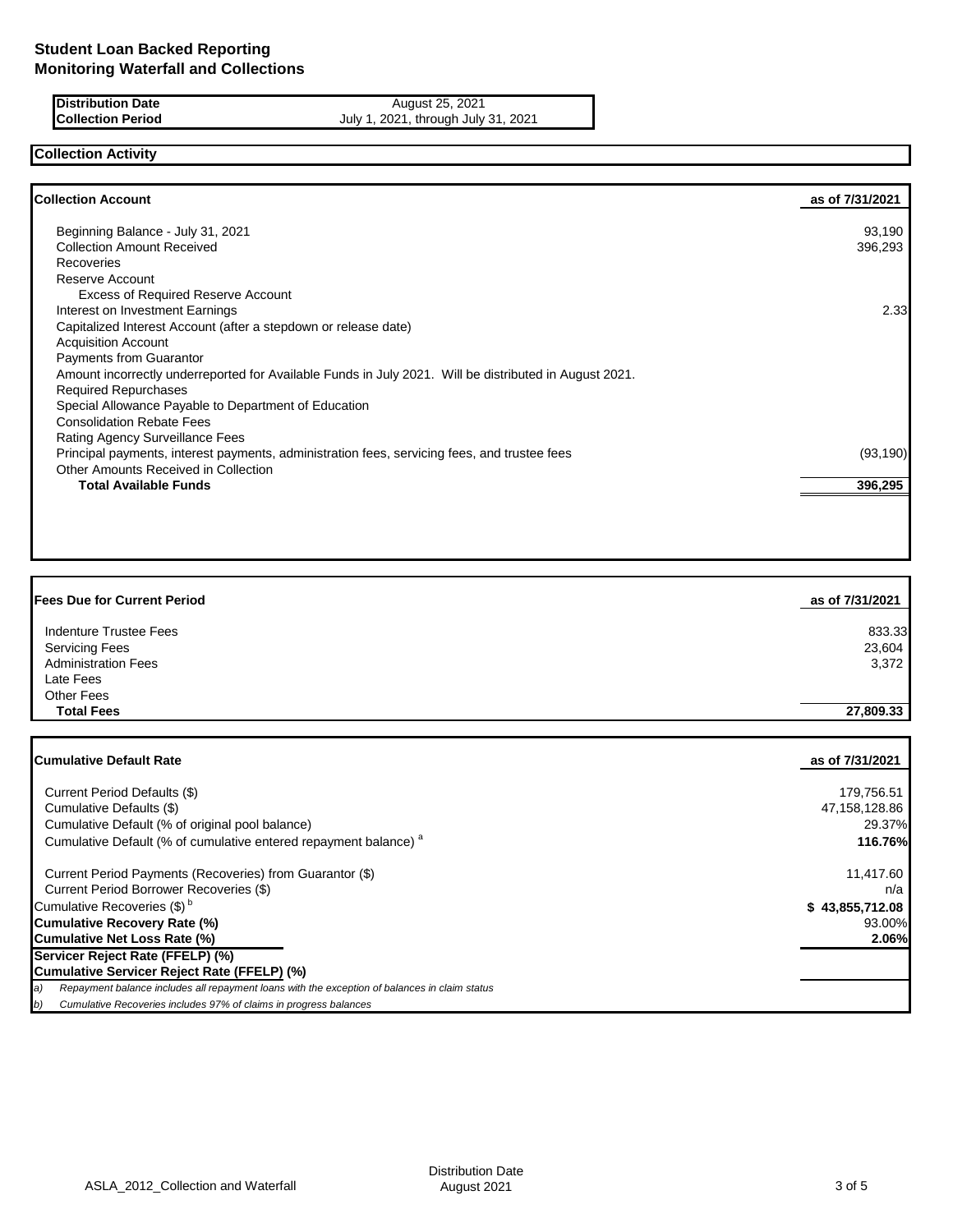# Student Loan Backed Reporting
## Monitoring Waterfall and Collections

| | |
|---|---|
| **Distribution Date** | August 25, 2021 |
| **Collection Period** | July 1, 2021, through July 31, 2021 |

### Collection Activity

| **Collection Account** | **as of 7/31/2021** |
|---|---|
| Beginning Balance - July 31, 2021 | 93,190 |
| Collection Amount Received | 396,293 |
| Recoveries | |
| Reserve Account | |
| Excess of Required Reserve Account | |
| Interest on Investment Earnings | 2.33 |
| Capitalized Interest Account (after a stepdown or release date) | |
| Acquisition Account | |
| Payments from Guarantor | |
| Amount incorrectly underreported for Available Funds in July 2021. Will be distributed in August 2021. | |
| Required Repurchases | |
| Special Allowance Payable to Department of Education | |
| Consolidation Rebate Fees | |
| Rating Agency Surveillance Fees | |
| Principal payments, interest payments, administration fees, servicing fees, and trustee fees | (93,190) |
| Other Amounts Received in Collection | |
| **Total Available Funds** | **396,295** |

| **Fees Due for Current Period** | **as of 7/31/2021** |
|---|---|
| Indenture Trustee Fees | 833.33 |
| Servicing Fees | 23,604 |
| Administration Fees | 3,372 |
| Late Fees | |
| Other Fees | |
| **Total Fees** | **27,809.33** |

| **Cumulative Default Rate** | **as of 7/31/2021** |
|---|---|
| Current Period Defaults ($) | 179,756.51 |
| Cumulative Defaults ($) | 47,158,128.86 |
| Cumulative Default (% of original pool balance) | 29.37% |
| Cumulative Default (% of cumulative entered repayment balance) [a] | **116.76%** |
| Current Period Payments (Recoveries) from Guarantor ($) | 11,417.60 |
| Current Period Borrower Recoveries ($) | n/a |
| Cumulative Recoveries ($) [b] | **$ 43,855,712.08** |
| **Cumulative Recovery Rate (%)** | 93.00% |
| **Cumulative Net Loss Rate (%)** | **2.06%** |
| **Servicer Reject Rate (FFELP) (%)** | |
| **Cumulative Servicer Reject Rate (FFELP) (%)** | |

*a) Repayment balance includes all repayment loans with the exception of balances in claim status*

*b) Cumulative Recoveries includes 97% of claims in progress balances*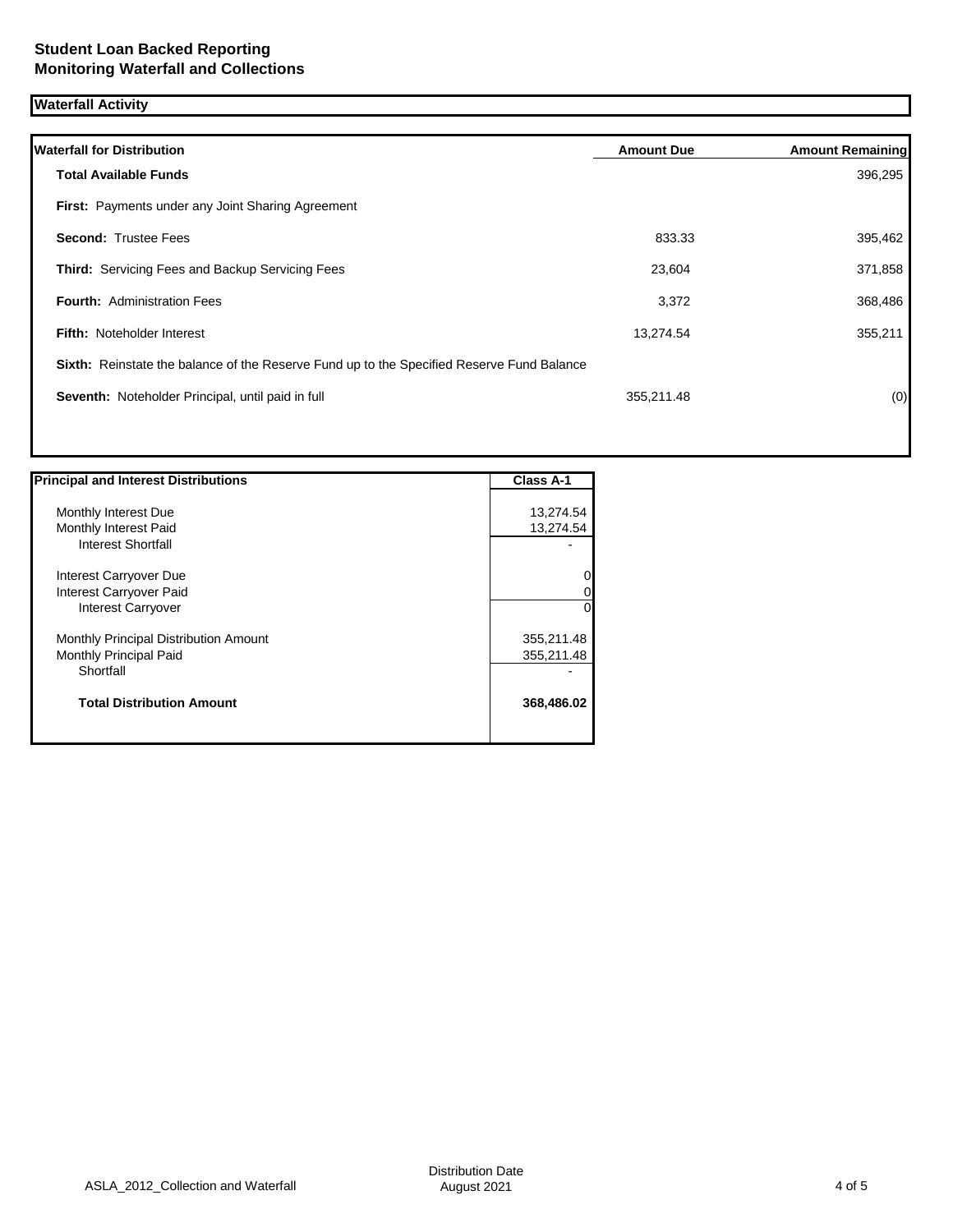**Student Loan Backed Reporting**
**Monitoring Waterfall and Collections**

## Waterfall Activity

| Waterfall for Distribution | Amount Due | Amount Remaining |
|---|---|---|
| **Total Available Funds** | | 396,295 |
| **First:** Payments under any Joint Sharing Agreement | | |
| **Second:** Trustee Fees | 833.33 | 395,462 |
| **Third:** Servicing Fees and Backup Servicing Fees | 23,604 | 371,858 |
| **Fourth:** Administration Fees | 3,372 | 368,486 |
| **Fifth:** Noteholder Interest | 13,274.54 | 355,211 |
| **Sixth:** Reinstate the balance of the Reserve Fund up to the Specified Reserve Fund Balance | | |
| **Seventh:** Noteholder Principal, until paid in full | 355,211.48 | (0) |

| Principal and Interest Distributions | Class A-1 |
|---|---|
| Monthly Interest Due | 13,274.54 |
| Monthly Interest Paid | 13,274.54 |
| Interest Shortfall | - |
| Interest Carryover Due | 0 |
| Interest Carryover Paid | 0 |
| Interest Carryover | 0 |
| Monthly Principal Distribution Amount | 355,211.48 |
| Monthly Principal Paid | 355,211.48 |
| Shortfall | - |
| **Total Distribution Amount** | **368,486.02** |

ASLA_2012_Collection and Waterfall

Distribution Date
August 2021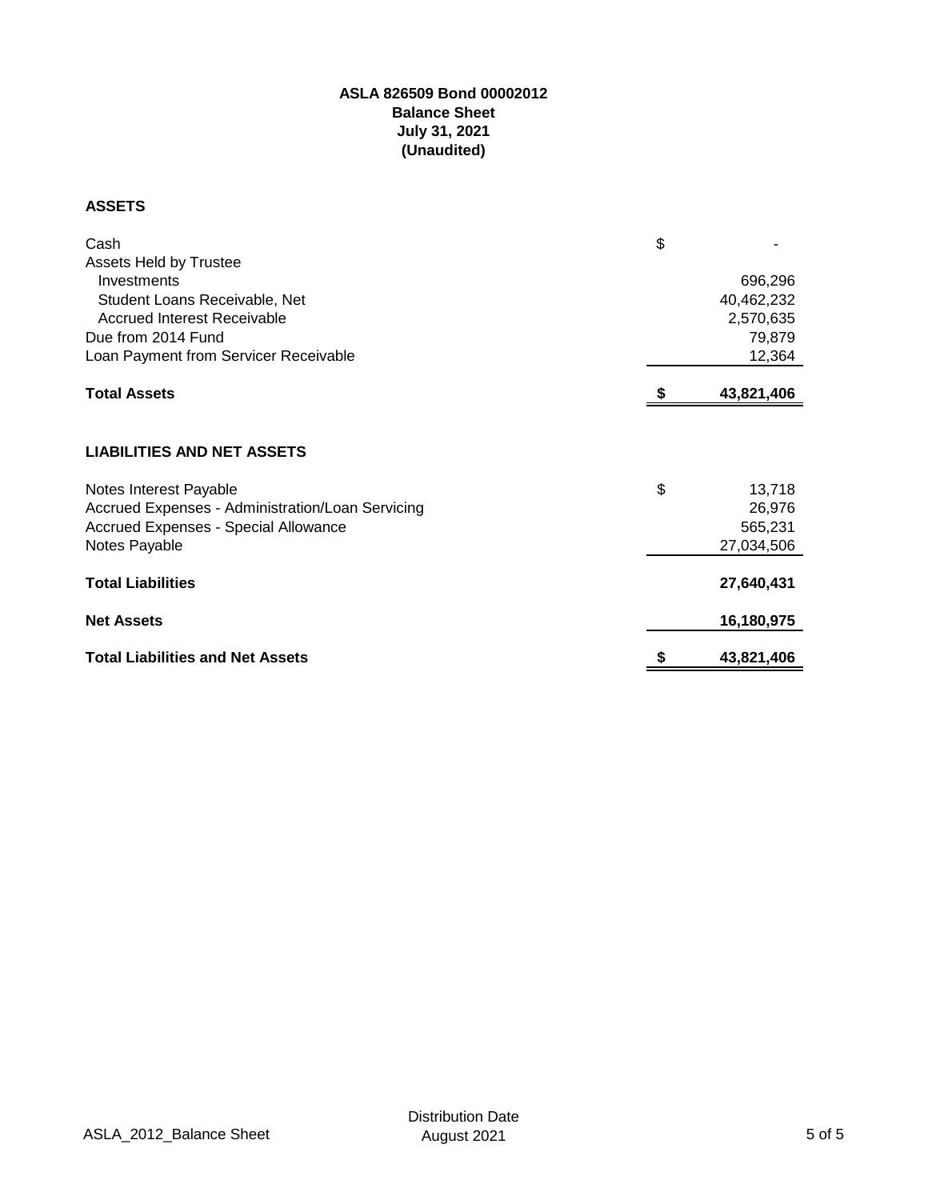**ASLA 826509 Bond 00002012**
**Balance Sheet**
**July 31, 2021**
**(Unaudited)**

**ASSETS**

| | | |
|---|---|---|
| Cash | $ | - |
| Assets Held by Trustee | | |
| Investments | | 696,296 |
| Student Loans Receivable, Net | | 40,462,232 |
| Accrued Interest Receivable | | 2,570,635 |
| Due from 2014 Fund | | 79,879 |
| Loan Payment from Servicer Receivable | | 12,364 |
| **Total Assets** | **$** | **43,821,406** |

**LIABILITIES AND NET ASSETS**

| | | |
|---|---|---|
| Notes Interest Payable | $ | 13,718 |
| Accrued Expenses - Administration/Loan Servicing | | 26,976 |
| Accrued Expenses - Special Allowance | | 565,231 |
| Notes Payable | | 27,034,506 |
| **Total Liabilities** | | **27,640,431** |
| **Net Assets** | | **16,180,975** |
| **Total Liabilities and Net Assets** | **$** | **43,821,406** |

ASLA_2012_Balance Sheet

Distribution Date
August 2021